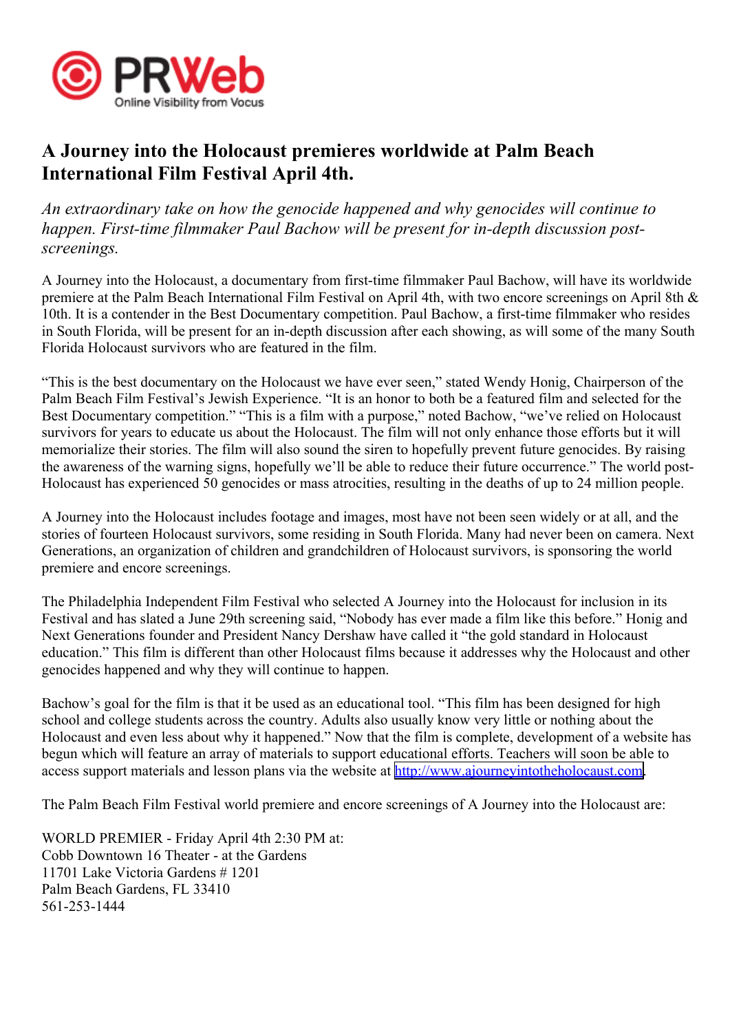# A Journey into the Holocaust premieres worldwide at Palm Beach International Film Festival April 4th.

*An extraordinary take on how the genocide happened and why genocides will continue to happen. First-time filmmaker Paul Bachow will be present for in-depth discussion post-screenings.*

A Journey into the Holocaust, a documentary from first-time filmmaker Paul Bachow, will have its worldwide premiere at the Palm Beach International Film Festival on April 4th, with two encore screenings on April 8th & 10th. It is a contender in the Best Documentary competition. Paul Bachow, a first-time filmmaker who resides in South Florida, will be present for an in-depth discussion after each showing, as will some of the many South Florida Holocaust survivors who are featured in the film.

"This is the best documentary on the Holocaust we have ever seen," stated Wendy Honig, Chairperson of the Palm Beach Film Festival's Jewish Experience. "It is an honor to both be a featured film and selected for the Best Documentary competition." "This is a film with a purpose," noted Bachow, "we've relied on Holocaust survivors for years to educate us about the Holocaust. The film will not only enhance those efforts but it will memorialize their stories. The film will also sound the siren to hopefully prevent future genocides. By raising the awareness of the warning signs, hopefully we'll be able to reduce their future occurrence." The world post-Holocaust has experienced 50 genocides or mass atrocities, resulting in the deaths of up to 24 million people.

A Journey into the Holocaust includes footage and images, most have not been seen widely or at all, and the stories of fourteen Holocaust survivors, some residing in South Florida. Many had never been on camera. Next Generations, an organization of children and grandchildren of Holocaust survivors, is sponsoring the world premiere and encore screenings.

The Philadelphia Independent Film Festival who selected A Journey into the Holocaust for inclusion in its Festival and has slated a June 29th screening said, "Nobody has ever made a film like this before." Honig and Next Generations founder and President Nancy Dershaw have called it "the gold standard in Holocaust education." This film is different than other Holocaust films because it addresses why the Holocaust and other genocides happened and why they will continue to happen.

Bachow's goal for the film is that it be used as an educational tool. "This film has been designed for high school and college students across the country. Adults also usually know very little or nothing about the Holocaust and even less about why it happened." Now that the film is complete, development of a website has begun which will feature an array of materials to support educational efforts. Teachers will soon be able to access support materials and lesson plans via the website at http://www.ajourneyintotheholocaust.com.

The Palm Beach Film Festival world premiere and encore screenings of A Journey into the Holocaust are:

WORLD PREMIER - Friday April 4th 2:30 PM at:
Cobb Downtown 16 Theater - at the Gardens
11701 Lake Victoria Gardens # 1201
Palm Beach Gardens, FL 33410
561-253-1444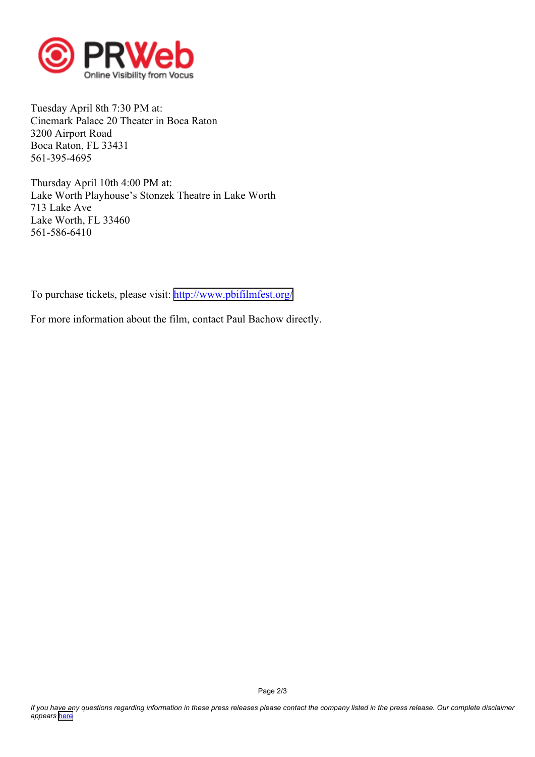Tuesday April 8th 7:30 PM at:
Cinemark Palace 20 Theater in Boca Raton
3200 Airport Road
Boca Raton, FL 33431
561-395-4695

Thursday April 10th 4:00 PM at:
Lake Worth Playhouse's Stonzek Theatre in Lake Worth
713 Lake Ave
Lake Worth, FL 33460
561-586-6410

To purchase tickets, please visit: [http://www.pbifilmfest.org/](http://www.pbifilmfest.org/)

For more information about the film, contact Paul Bachow directly.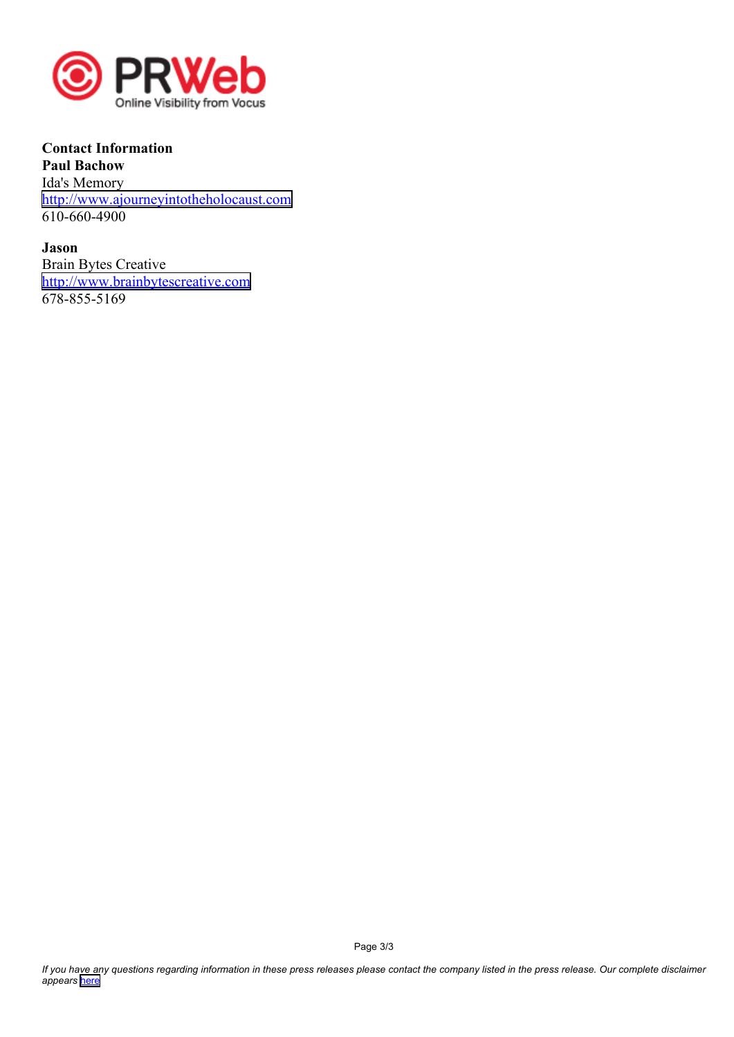**Contact Information**
**Paul Bachow**
Ida's Memory
http://www.ajourneyintotheholocaust.com
610-660-4900

**Jason**
Brain Bytes Creative
http://www.brainbytescreative.com
678-855-5169

*If you have any questions regarding information in these press releases please contact the company listed in the press release. Our complete disclaimer appears here*